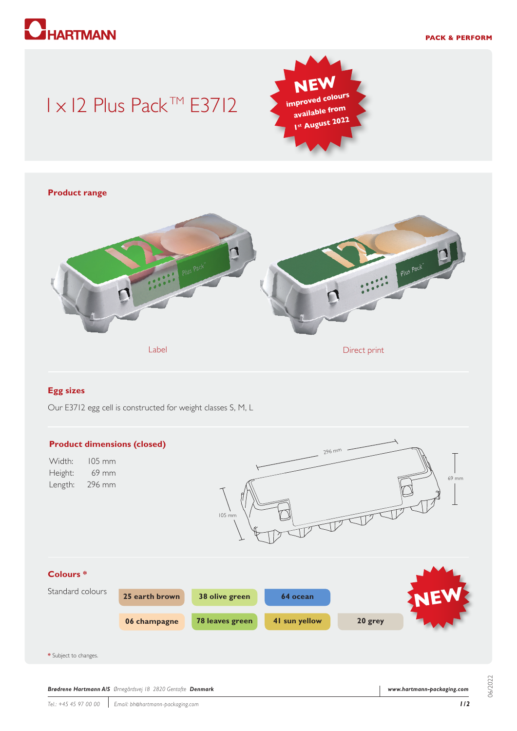HARTMANN

PACK & PERFORM

# 1 x 12 Plus Pack™ E3712

**NEW** improved colours available from 1st August 2022

## Product range

Label

Direct print

## Egg sizes

Our E3712 egg cell is constructed for weight classes S, M, L

## Product dimensions (closed)

| | |
|---|---|
| Width: | 105 mm |
| Height: | 69 mm |
| Length: | 296 mm |

## Colours *

Standard colours

- 25 earth brown
- 38 olive green
- 64 ocean
- 06 champagne
- 78 leaves green
- 41 sun yellow
- 20 grey

**NEW**

* Subject to changes.

**Brødrene Hartmann A/S** *Ørnegårdsvej 18 2820 Gentofte* **Denmark**

*Tel.: +45 45 97 00 00* | *Email: bh@hartmann-packaging.com*

***www.hartmann-packaging.com***

06/2022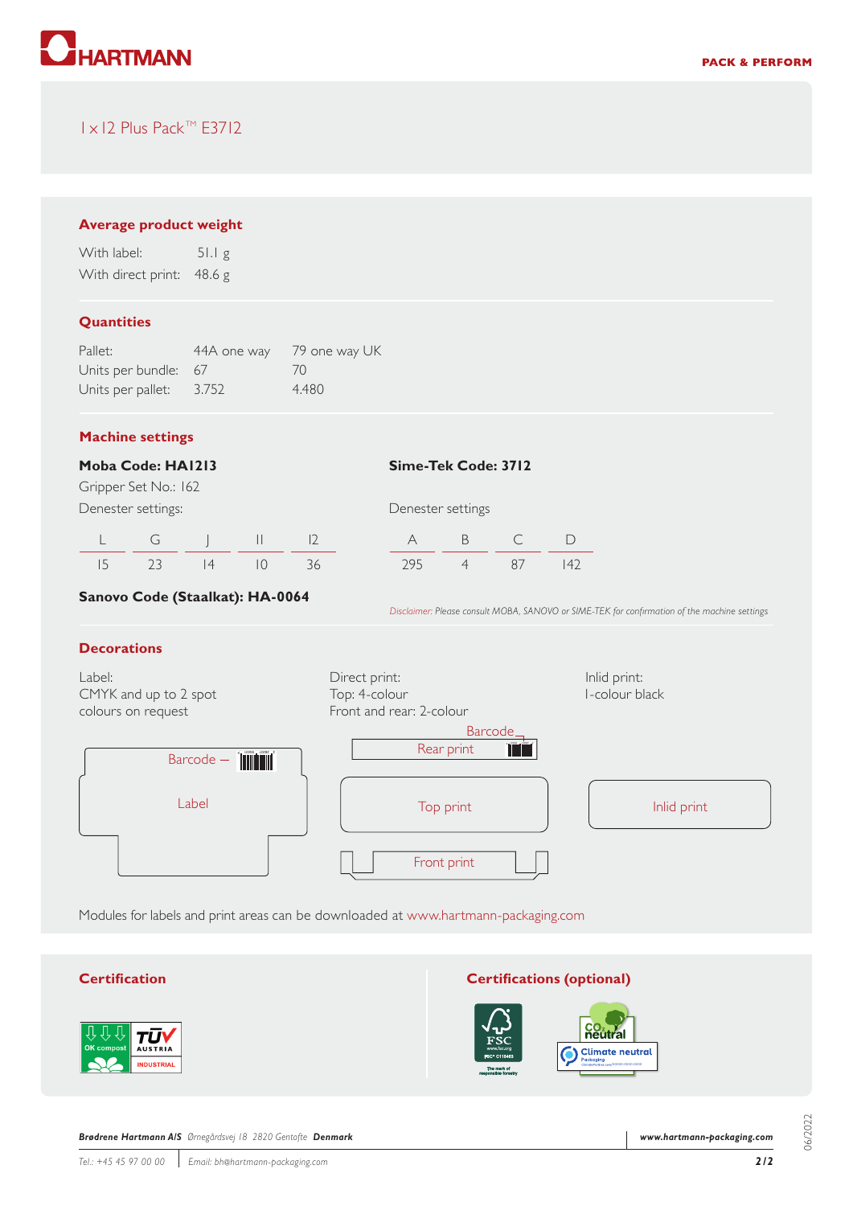# 1 x 12 Plus Pack™ E3712

## Average product weight

With label: 51.1 g
With direct print: 48.6 g

## Quantities

| | | |
|---|---|---|
| Pallet: | 44A one way | 79 one way UK |
| Units per bundle: | 67 | 70 |
| Units per pallet: | 3.752 | 4.480 |

## Machine settings

**Moba Code: HA1213**

Gripper Set No.: 162

Denester settings:

| L | G | J | I1 | I2 |
|---|---|---|---|---|
| 15 | 23 | 14 | 10 | 36 |

**Sime-Tek Code: 3712**

Denester settings

| A | B | C | D |
|---|---|---|---|
| 295 | 4 | 87 | 142 |

**Sanovo Code (Staalkat): HA-0064**

*Disclaimer: Please consult MOBA, SANOVO or SIME-TEK for confirmation of the machine settings*

## Decorations

Label:
CMYK and up to 2 spot colours on request

Direct print:
Top: 4-colour
Front and rear: 2-colour

Inlid print:
1-colour black

Barcode
Label

Barcode
Rear print
Top print
Front print

Inlid print

Modules for labels and print areas can be downloaded at www.hartmann-packaging.com

## Certification

## Certifications (optional)

**Brødrene Hartmann A/S** Ørnegårdsvej 18 2820 Gentofte **Denmark**
**www.hartmann-packaging.com**
Tel.: +45 45 97 00 00 Email: bh@hartmann-packaging.com